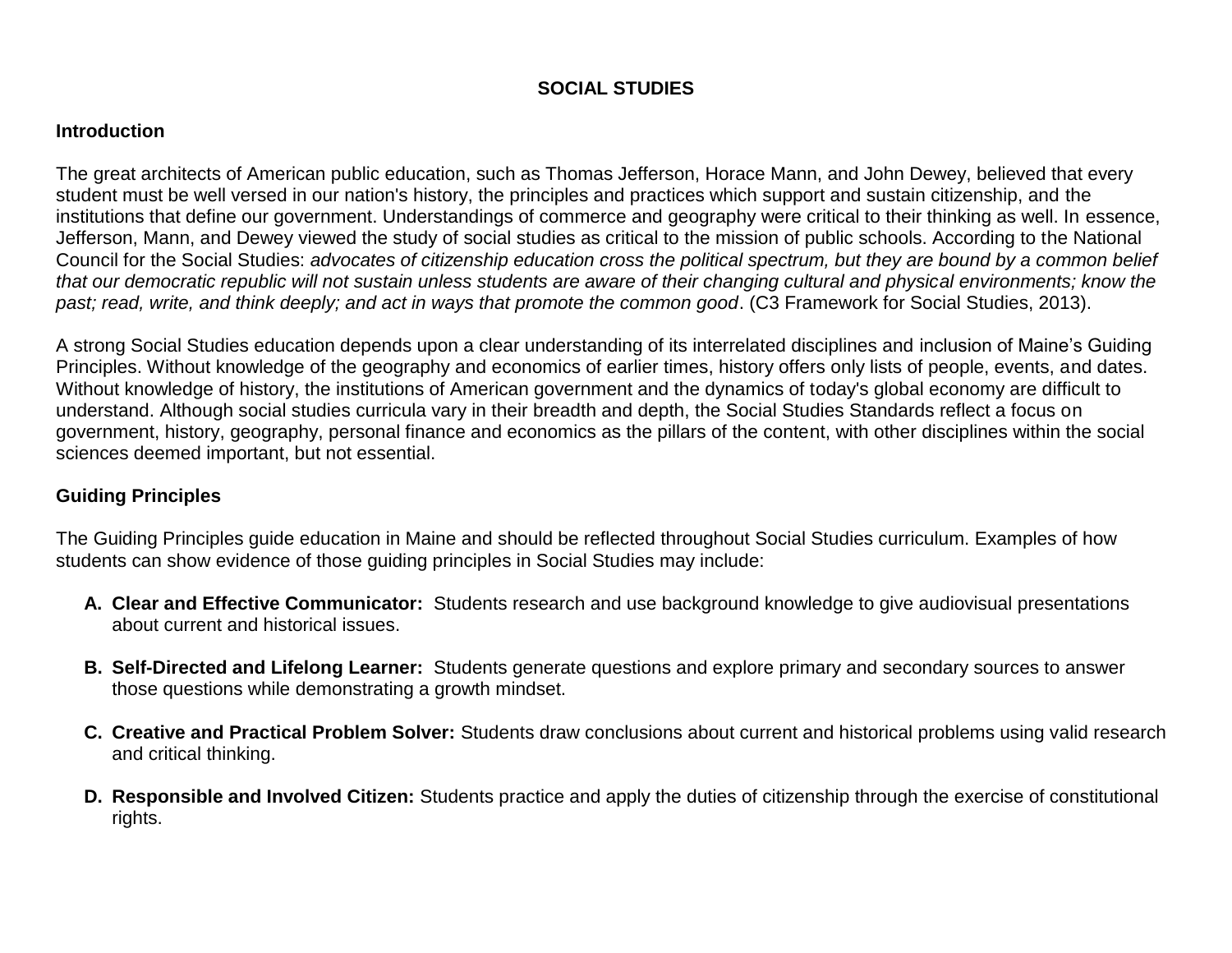# SOCIAL STUDIES

## Introduction

The great architects of American public education, such as Thomas Jefferson, Horace Mann, and John Dewey, believed that every student must be well versed in our nation's history, the principles and practices which support and sustain citizenship, and the institutions that define our government. Understandings of commerce and geography were critical to their thinking as well. In essence, Jefferson, Mann, and Dewey viewed the study of social studies as critical to the mission of public schools. According to the National Council for the Social Studies: *advocates of citizenship education cross the political spectrum, but they are bound by a common belief that our democratic republic will not sustain unless students are aware of their changing cultural and physical environments; know the past; read, write, and think deeply; and act in ways that promote the common good*. (C3 Framework for Social Studies, 2013).

A strong Social Studies education depends upon a clear understanding of its interrelated disciplines and inclusion of Maine's Guiding Principles. Without knowledge of the geography and economics of earlier times, history offers only lists of people, events, and dates. Without knowledge of history, the institutions of American government and the dynamics of today's global economy are difficult to understand. Although social studies curricula vary in their breadth and depth, the Social Studies Standards reflect a focus on government, history, geography, personal finance and economics as the pillars of the content, with other disciplines within the social sciences deemed important, but not essential.

## Guiding Principles

The Guiding Principles guide education in Maine and should be reflected throughout Social Studies curriculum. Examples of how students can show evidence of those guiding principles in Social Studies may include:

A. **Clear and Effective Communicator:** Students research and use background knowledge to give audiovisual presentations about current and historical issues.

B. **Self-Directed and Lifelong Learner:** Students generate questions and explore primary and secondary sources to answer those questions while demonstrating a growth mindset.

C. **Creative and Practical Problem Solver:** Students draw conclusions about current and historical problems using valid research and critical thinking.

D. **Responsible and Involved Citizen:** Students practice and apply the duties of citizenship through the exercise of constitutional rights.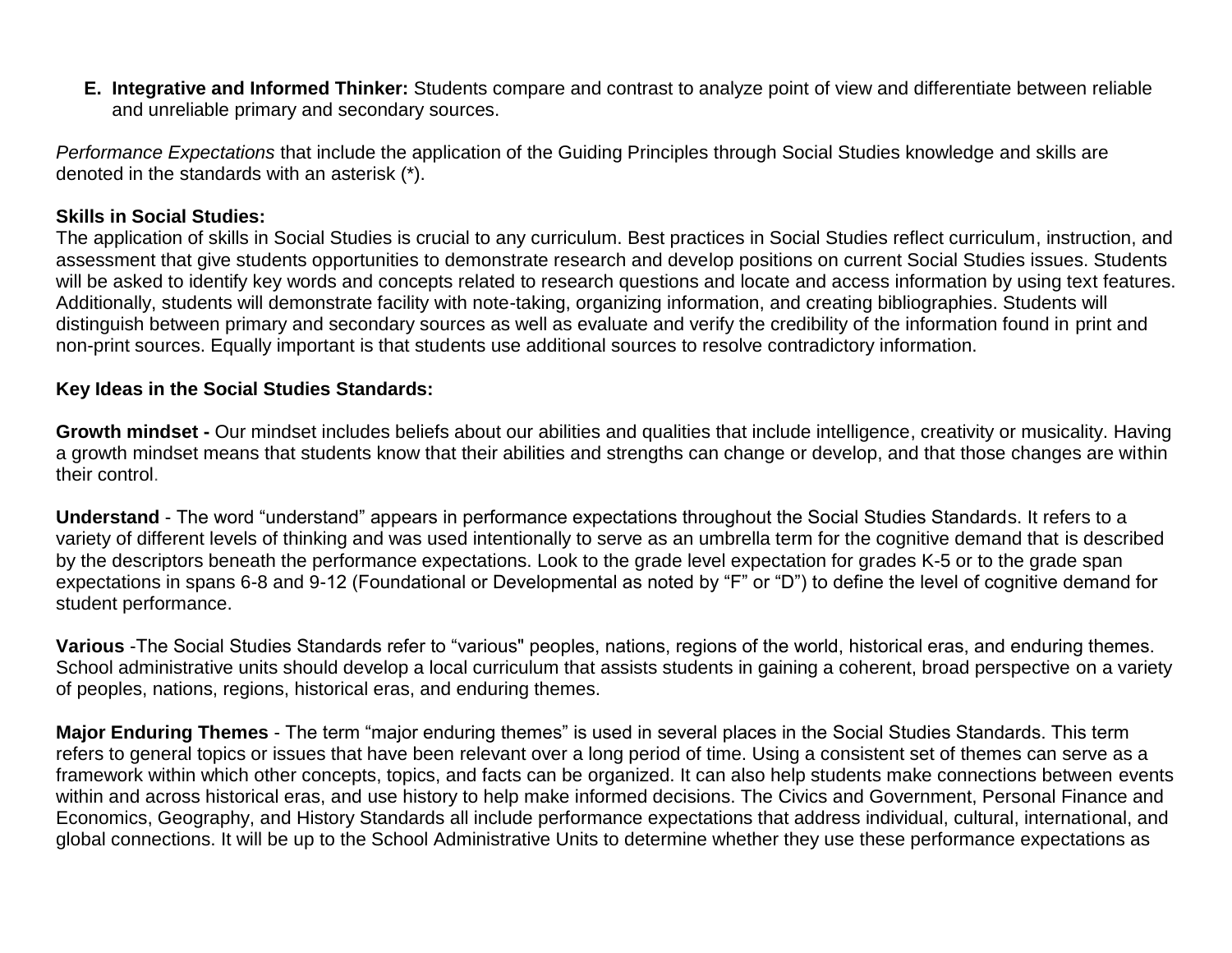E. **Integrative and Informed Thinker:** Students compare and contrast to analyze point of view and differentiate between reliable and unreliable primary and secondary sources.

*Performance Expectations* that include the application of the Guiding Principles through Social Studies knowledge and skills are denoted in the standards with an asterisk (*).

**Skills in Social Studies:**
The application of skills in Social Studies is crucial to any curriculum. Best practices in Social Studies reflect curriculum, instruction, and assessment that give students opportunities to demonstrate research and develop positions on current Social Studies issues. Students will be asked to identify key words and concepts related to research questions and locate and access information by using text features. Additionally, students will demonstrate facility with note-taking, organizing information, and creating bibliographies. Students will distinguish between primary and secondary sources as well as evaluate and verify the credibility of the information found in print and non-print sources. Equally important is that students use additional sources to resolve contradictory information.

**Key Ideas in the Social Studies Standards:**

**Growth mindset -** Our mindset includes beliefs about our abilities and qualities that include intelligence, creativity or musicality. Having a growth mindset means that students know that their abilities and strengths can change or develop, and that those changes are within their control.

**Understand** - The word "understand" appears in performance expectations throughout the Social Studies Standards. It refers to a variety of different levels of thinking and was used intentionally to serve as an umbrella term for the cognitive demand that is described by the descriptors beneath the performance expectations. Look to the grade level expectation for grades K-5 or to the grade span expectations in spans 6-8 and 9-12 (Foundational or Developmental as noted by "F" or "D") to define the level of cognitive demand for student performance.

**Various** -The Social Studies Standards refer to "various" peoples, nations, regions of the world, historical eras, and enduring themes. School administrative units should develop a local curriculum that assists students in gaining a coherent, broad perspective on a variety of peoples, nations, regions, historical eras, and enduring themes.

**Major Enduring Themes** - The term "major enduring themes" is used in several places in the Social Studies Standards. This term refers to general topics or issues that have been relevant over a long period of time. Using a consistent set of themes can serve as a framework within which other concepts, topics, and facts can be organized. It can also help students make connections between events within and across historical eras, and use history to help make informed decisions. The Civics and Government, Personal Finance and Economics, Geography, and History Standards all include performance expectations that address individual, cultural, international, and global connections. It will be up to the School Administrative Units to determine whether they use these performance expectations as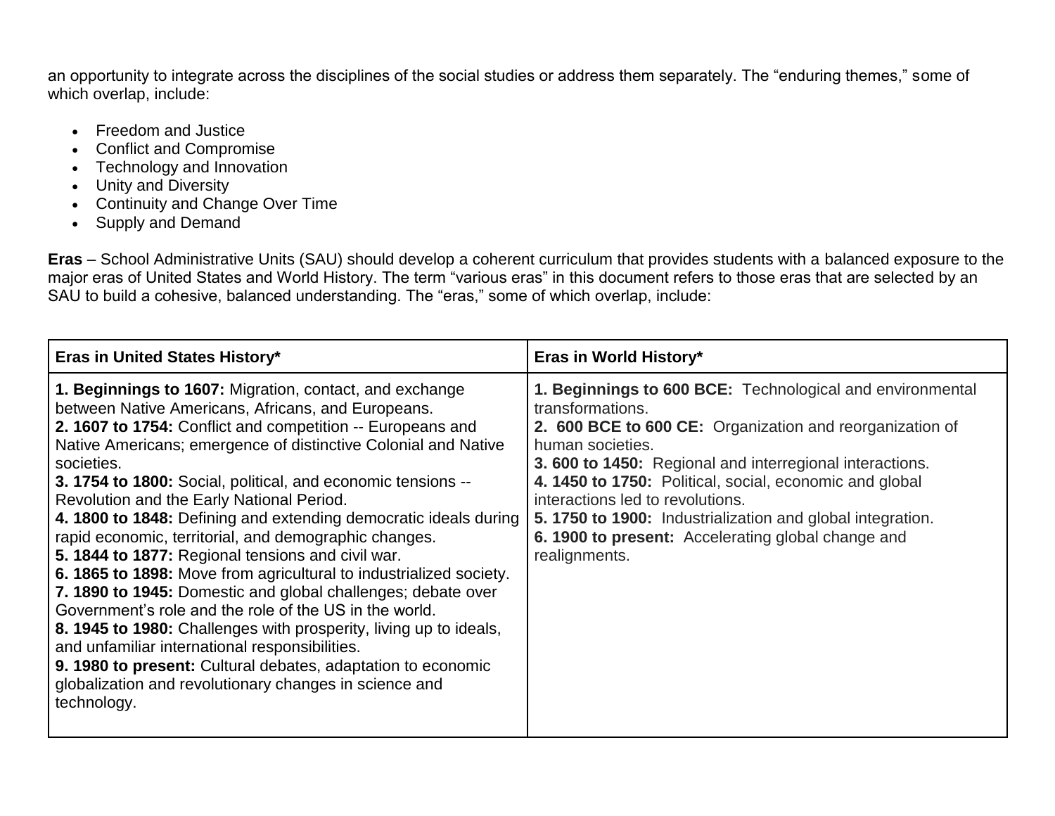an opportunity to integrate across the disciplines of the social studies or address them separately. The “enduring themes,” some of which overlap, include:

- Freedom and Justice
- Conflict and Compromise
- Technology and Innovation
- Unity and Diversity
- Continuity and Change Over Time
- Supply and Demand

**Eras** – School Administrative Units (SAU) should develop a coherent curriculum that provides students with a balanced exposure to the major eras of United States and World History. The term “various eras” in this document refers to those eras that are selected by an SAU to build a cohesive, balanced understanding. The “eras,” some of which overlap, include:

| Eras in United States History* | Eras in World History* |
| --- | --- |
| **1. Beginnings to 1607:** Migration, contact, and exchange between Native Americans, Africans, and Europeans.<br>**2. 1607 to 1754:** Conflict and competition -- Europeans and Native Americans; emergence of distinctive Colonial and Native societies.<br>**3. 1754 to 1800:** Social, political, and economic tensions -- Revolution and the Early National Period.<br>**4. 1800 to 1848:** Defining and extending democratic ideals during rapid economic, territorial, and demographic changes.<br>**5. 1844 to 1877:** Regional tensions and civil war.<br>**6. 1865 to 1898:** Move from agricultural to industrialized society.<br>**7. 1890 to 1945:** Domestic and global challenges; debate over Government’s role and the role of the US in the world.<br>**8. 1945 to 1980:** Challenges with prosperity, living up to ideals, and unfamiliar international responsibilities.<br>**9. 1980 to present:** Cultural debates, adaptation to economic globalization and revolutionary changes in science and technology. | **1. Beginnings to 600 BCE:** Technological and environmental transformations.<br>**2. 600 BCE to 600 CE:** Organization and reorganization of human societies.<br>**3. 600 to 1450:** Regional and interregional interactions.<br>**4. 1450 to 1750:** Political, social, economic and global interactions led to revolutions.<br>**5. 1750 to 1900:** Industrialization and global integration.<br>**6. 1900 to present:** Accelerating global change and realignments. |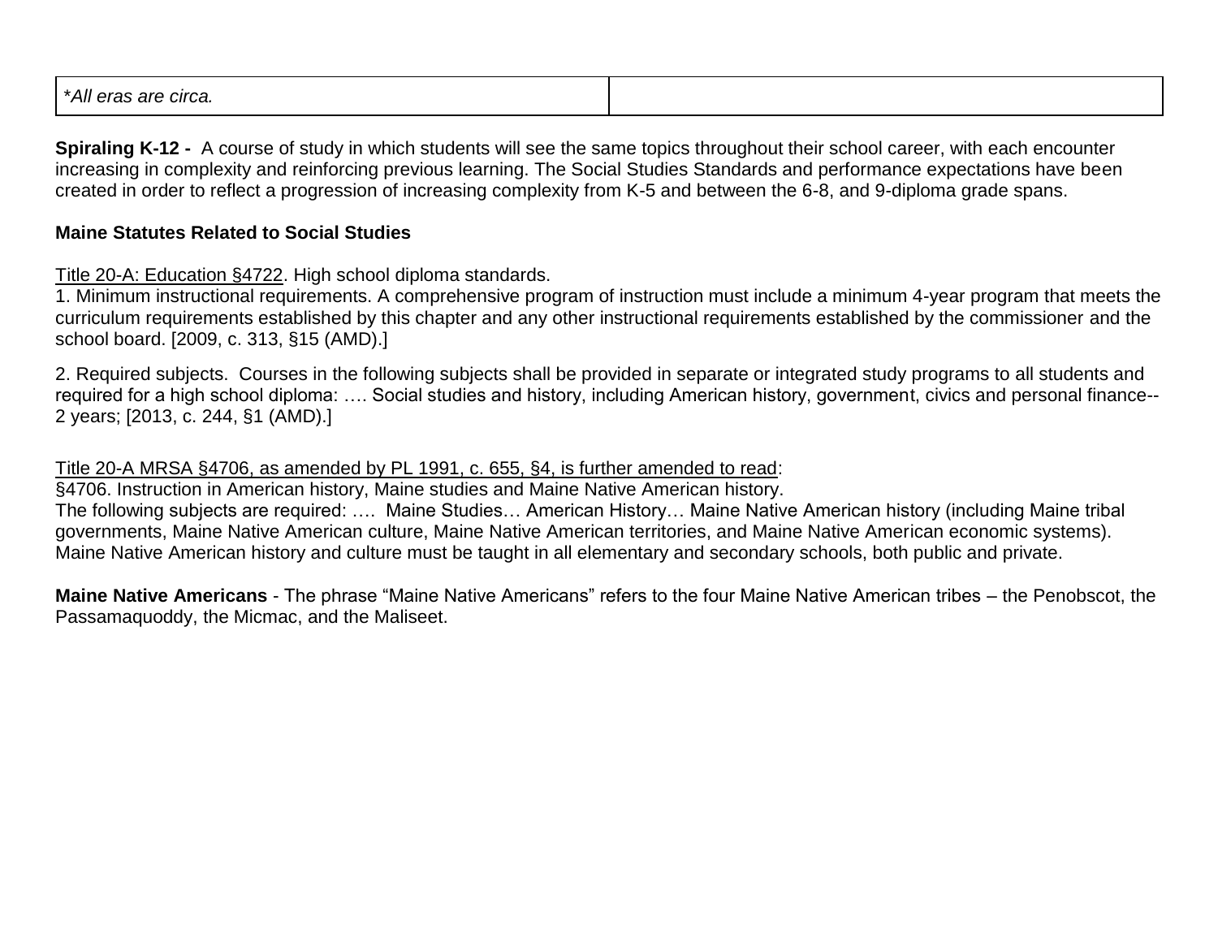| **All eras are circa.* | |
|---|---|

**Spiraling K-12 -** A course of study in which students will see the same topics throughout their school career, with each encounter increasing in complexity and reinforcing previous learning. The Social Studies Standards and performance expectations have been created in order to reflect a progression of increasing complexity from K-5 and between the 6-8, and 9-diploma grade spans.

**Maine Statutes Related to Social Studies**

Title 20-A: Education §4722. High school diploma standards.
1. Minimum instructional requirements. A comprehensive program of instruction must include a minimum 4-year program that meets the curriculum requirements established by this chapter and any other instructional requirements established by the commissioner and the school board. [2009, c. 313, §15 (AMD).]

2. Required subjects. Courses in the following subjects shall be provided in separate or integrated study programs to all students and required for a high school diploma: …. Social studies and history, including American history, government, civics and personal finance--2 years; [2013, c. 244, §1 (AMD).]

Title 20-A MRSA §4706, as amended by PL 1991, c. 655, §4, is further amended to read:
§4706. Instruction in American history, Maine studies and Maine Native American history.
The following subjects are required: …. Maine Studies… American History… Maine Native American history (including Maine tribal governments, Maine Native American culture, Maine Native American territories, and Maine Native American economic systems). Maine Native American history and culture must be taught in all elementary and secondary schools, both public and private.

**Maine Native Americans** - The phrase "Maine Native Americans" refers to the four Maine Native American tribes – the Penobscot, the Passamaquoddy, the Micmac, and the Maliseet.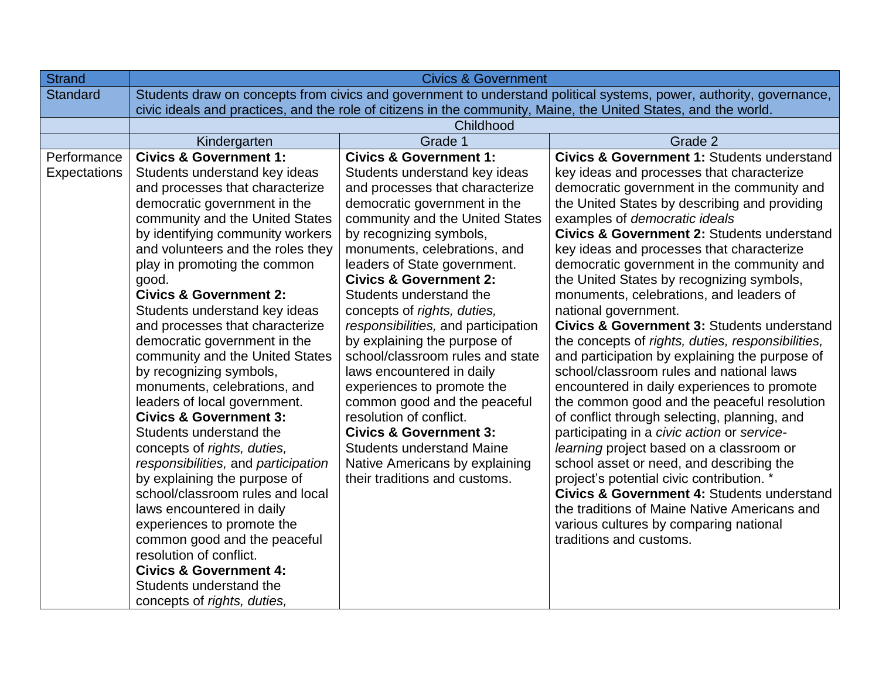| Strand | Civics & Government | | |
|---|---|---|---|
| Standard | Students draw on concepts from civics and government to understand political systems, power, authority, governance, civic ideals and practices, and the role of citizens in the community, Maine, the United States, and the world. | | |
| | Childhood | | |
| | Kindergarten | Grade 1 | Grade 2 |
| Performance Expectations | **Civics & Government 1:** Students understand key ideas and processes that characterize democratic government in the community and the United States by identifying community workers and volunteers and the roles they play in promoting the common good.<br>**Civics & Government 2:** Students understand key ideas and processes that characterize democratic government in the community and the United States by recognizing symbols, monuments, celebrations, and leaders of local government.<br>**Civics & Government 3:** Students understand the concepts of *rights, duties, responsibilities,* and *participation* by explaining the purpose of school/classroom rules and local laws encountered in daily experiences to promote the common good and the peaceful resolution of conflict.<br>**Civics & Government 4:** Students understand the concepts of *rights, duties,* | **Civics & Government 1:** Students understand key ideas and processes that characterize democratic government in the community and the United States by recognizing symbols, monuments, celebrations, and leaders of State government.<br>**Civics & Government 2:** Students understand the concepts of *rights, duties, responsibilities,* and participation by explaining the purpose of school/classroom rules and state laws encountered in daily experiences to promote the common good and the peaceful resolution of conflict.<br>**Civics & Government 3:** Students understand Maine Native Americans by explaining their traditions and customs. | **Civics & Government 1:** Students understand key ideas and processes that characterize democratic government in the community and the United States by describing and providing examples of *democratic ideals*<br>**Civics & Government 2:** Students understand key ideas and processes that characterize democratic government in the community and the United States by recognizing symbols, monuments, celebrations, and leaders of national government.<br>**Civics & Government 3:** Students understand the concepts of *rights, duties, responsibilities,* and participation by explaining the purpose of school/classroom rules and national laws encountered in daily experiences to promote the common good and the peaceful resolution of conflict through selecting, planning, and participating in a *civic action* or *service-learning* project based on a classroom or school asset or need, and describing the project's potential civic contribution. *<br>**Civics & Government 4:** Students understand the traditions of Maine Native Americans and various cultures by comparing national traditions and customs. |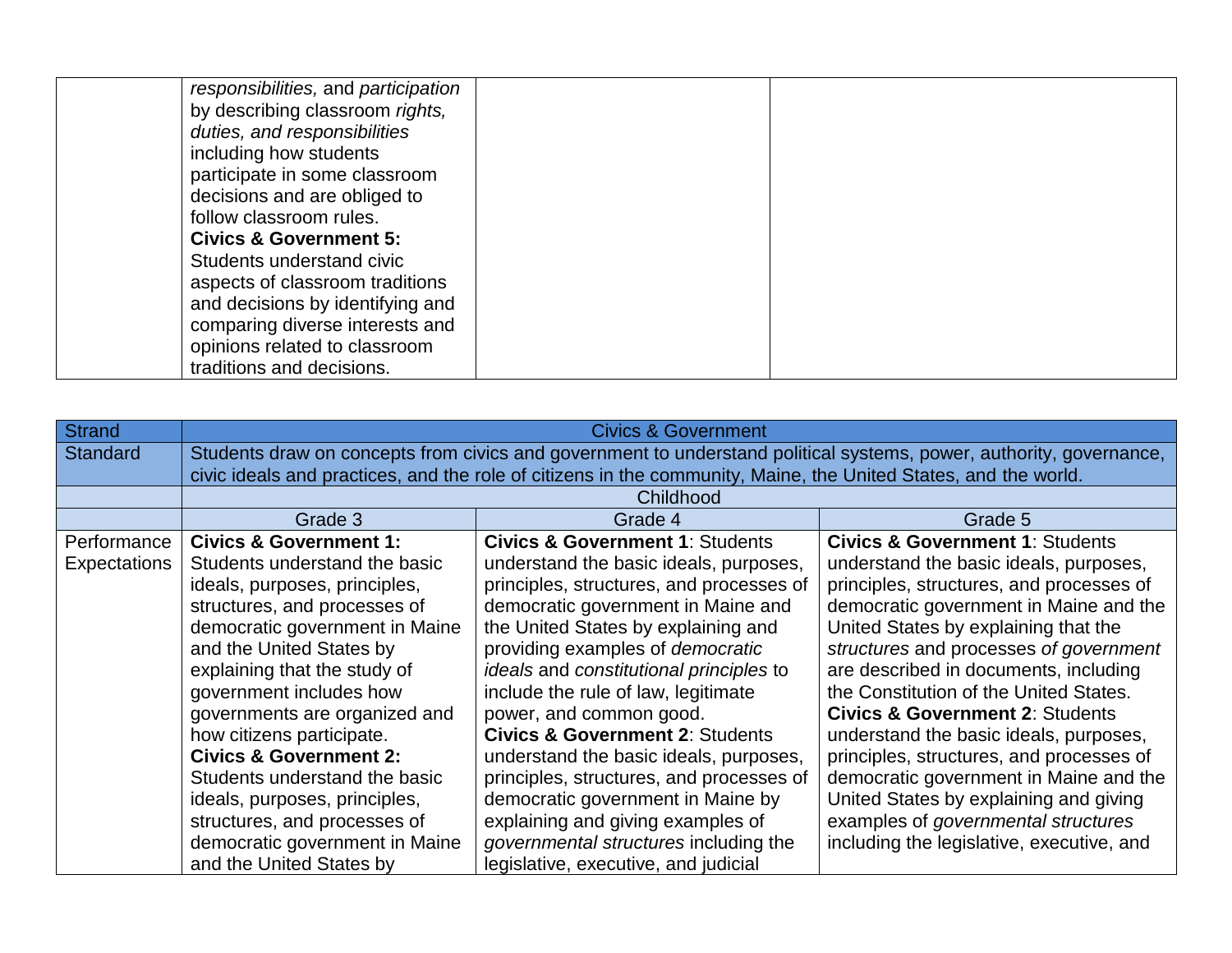| | | | |
|---|---|---|---|
| | *responsibilities,* and *participation* by describing classroom *rights, duties, and responsibilities* including how students participate in some classroom decisions and are obliged to follow classroom rules. **Civics & Government 5:** Students understand civic aspects of classroom traditions and decisions by identifying and comparing diverse interests and opinions related to classroom traditions and decisions. | | |

| Strand | Civics & Government | | |
|---|---|---|---|
| Standard | Students draw on concepts from civics and government to understand political systems, power, authority, governance, civic ideals and practices, and the role of citizens in the community, Maine, the United States, and the world. | | |
| | Childhood | | |
| | Grade 3 | Grade 4 | Grade 5 |
| Performance Expectations | **Civics & Government 1:** Students understand the basic ideals, purposes, principles, structures, and processes of democratic government in Maine and the United States by explaining that the study of government includes how governments are organized and how citizens participate. **Civics & Government 2:** Students understand the basic ideals, purposes, principles, structures, and processes of democratic government in Maine and the United States by | **Civics & Government 1**: Students understand the basic ideals, purposes, principles, structures, and processes of democratic government in Maine and the United States by explaining and providing examples of *democratic ideals* and *constitutional principles* to include the rule of law, legitimate power, and common good. **Civics & Government 2**: Students understand the basic ideals, purposes, principles, structures, and processes of democratic government in Maine by explaining and giving examples of *governmental structures* including the legislative, executive, and judicial | **Civics & Government 1**: Students understand the basic ideals, purposes, principles, structures, and processes of democratic government in Maine and the United States by explaining that the *structures* and processes *of government* are described in documents, including the Constitution of the United States. **Civics & Government 2**: Students understand the basic ideals, purposes, principles, structures, and processes of democratic government in Maine and the United States by explaining and giving examples of *governmental structures* including the legislative, executive, and |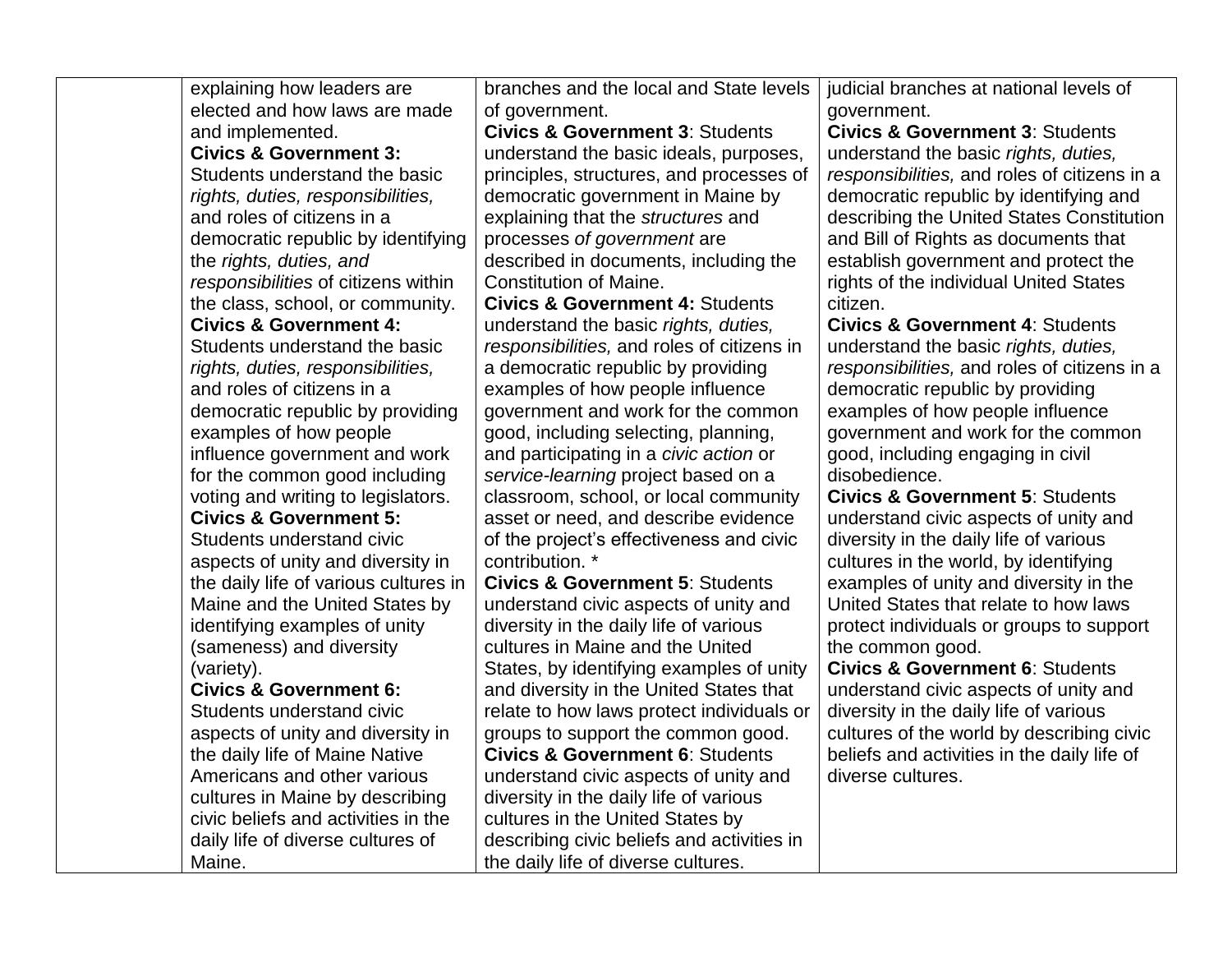| | | | |
|---|---|---|---|
| | explaining how leaders are elected and how laws are made and implemented.<br>**Civics & Government 3:** Students understand the basic *rights, duties, responsibilities,* and roles of citizens in a democratic republic by identifying the *rights, duties, and responsibilities* of citizens within the class, school, or community.<br>**Civics & Government 4:** Students understand the basic *rights, duties, responsibilities,* and roles of citizens in a democratic republic by providing examples of how people influence government and work for the common good including voting and writing to legislators.<br>**Civics & Government 5:** Students understand civic aspects of unity and diversity in the daily life of various cultures in Maine and the United States by identifying examples of unity (sameness) and diversity (variety).<br>**Civics & Government 6:** Students understand civic aspects of unity and diversity in the daily life of Maine Native Americans and other various cultures in Maine by describing civic beliefs and activities in the daily life of diverse cultures of Maine. | branches and the local and State levels of government.<br>**Civics & Government 3**: Students understand the basic ideals, purposes, principles, structures, and processes of democratic government in Maine by explaining that the *structures* and processes *of government* are described in documents, including the Constitution of Maine.<br>**Civics & Government 4:** Students understand the basic *rights, duties, responsibilities,* and roles of citizens in a democratic republic by providing examples of how people influence government and work for the common good, including selecting, planning, and participating in a *civic action* or *service-learning* project based on a classroom, school, or local community asset or need, and describe evidence of the project's effectiveness and civic contribution. *<br>**Civics & Government 5**: Students understand civic aspects of unity and diversity in the daily life of various cultures in Maine and the United States, by identifying examples of unity and diversity in the United States that relate to how laws protect individuals or groups to support the common good.<br>**Civics & Government 6**: Students understand civic aspects of unity and diversity in the daily life of various cultures in the United States by describing civic beliefs and activities in the daily life of diverse cultures. | judicial branches at national levels of government.<br>**Civics & Government 3**: Students understand the basic *rights, duties, responsibilities,* and roles of citizens in a democratic republic by identifying and describing the United States Constitution and Bill of Rights as documents that establish government and protect the rights of the individual United States citizen.<br>**Civics & Government 4**: Students understand the basic *rights, duties, responsibilities,* and roles of citizens in a democratic republic by providing examples of how people influence government and work for the common good, including engaging in civil disobedience.<br>**Civics & Government 5**: Students understand civic aspects of unity and diversity in the daily life of various cultures in the world, by identifying examples of unity and diversity in the United States that relate to how laws protect individuals or groups to support the common good.<br>**Civics & Government 6**: Students understand civic aspects of unity and diversity in the daily life of various cultures of the world by describing civic beliefs and activities in the daily life of diverse cultures. |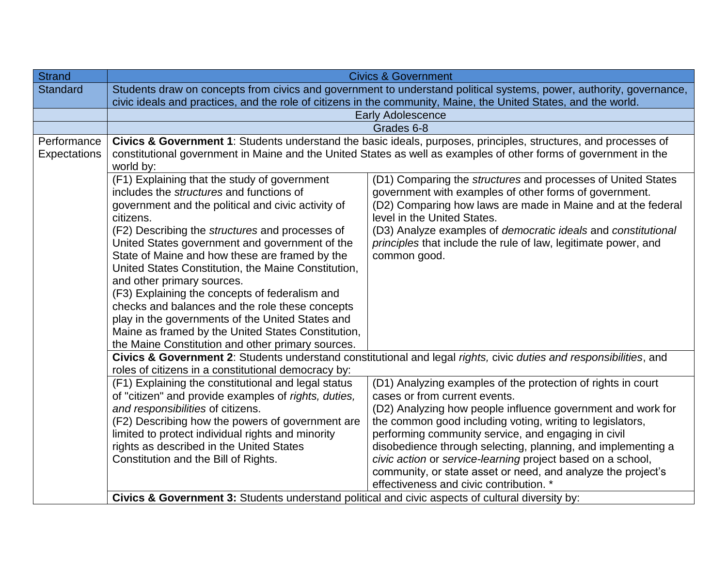| Strand | Civics & Government | |
|---|---|---|
| Standard | Students draw on concepts from civics and government to understand political systems, power, authority, governance, civic ideals and practices, and the role of citizens in the community, Maine, the United States, and the world. | |
| | Early Adolescence | |
| | Grades 6-8 | |
| Performance Expectations | **Civics & Government 1**: Students understand the basic ideals, purposes, principles, structures, and processes of constitutional government in Maine and the United States as well as examples of other forms of government in the world by: | |
| | (F1) Explaining that the study of government includes the *structures* and functions of government and the political and civic activity of citizens.<br>(F2) Describing the *structures* and processes of United States government and government of the State of Maine and how these are framed by the United States Constitution, the Maine Constitution, and other primary sources.<br>(F3) Explaining the concepts of federalism and checks and balances and the role these concepts play in the governments of the United States and Maine as framed by the United States Constitution, the Maine Constitution and other primary sources. | (D1) Comparing the *structures* and processes of United States government with examples of other forms of government.<br>(D2) Comparing how laws are made in Maine and at the federal level in the United States.<br>(D3) Analyze examples of *democratic ideals* and *constitutional principles* that include the rule of law, legitimate power, and common good. |
| | **Civics & Government 2**: Students understand constitutional and legal *rights,* civic *duties and responsibilities*, and roles of citizens in a constitutional democracy by: | |
| | (F1) Explaining the constitutional and legal status of "citizen" and provide examples of *rights, duties, and responsibilities* of citizens.<br>(F2) Describing how the powers of government are limited to protect individual rights and minority rights as described in the United States Constitution and the Bill of Rights. | (D1) Analyzing examples of the protection of rights in court cases or from current events.<br>(D2) Analyzing how people influence government and work for the common good including voting, writing to legislators, performing community service, and engaging in civil disobedience through selecting, planning, and implementing a *civic action* or *service-learning* project based on a school, community, or state asset or need, and analyze the project's effectiveness and civic contribution. * |
| | **Civics & Government 3:** Students understand political and civic aspects of cultural diversity by: | |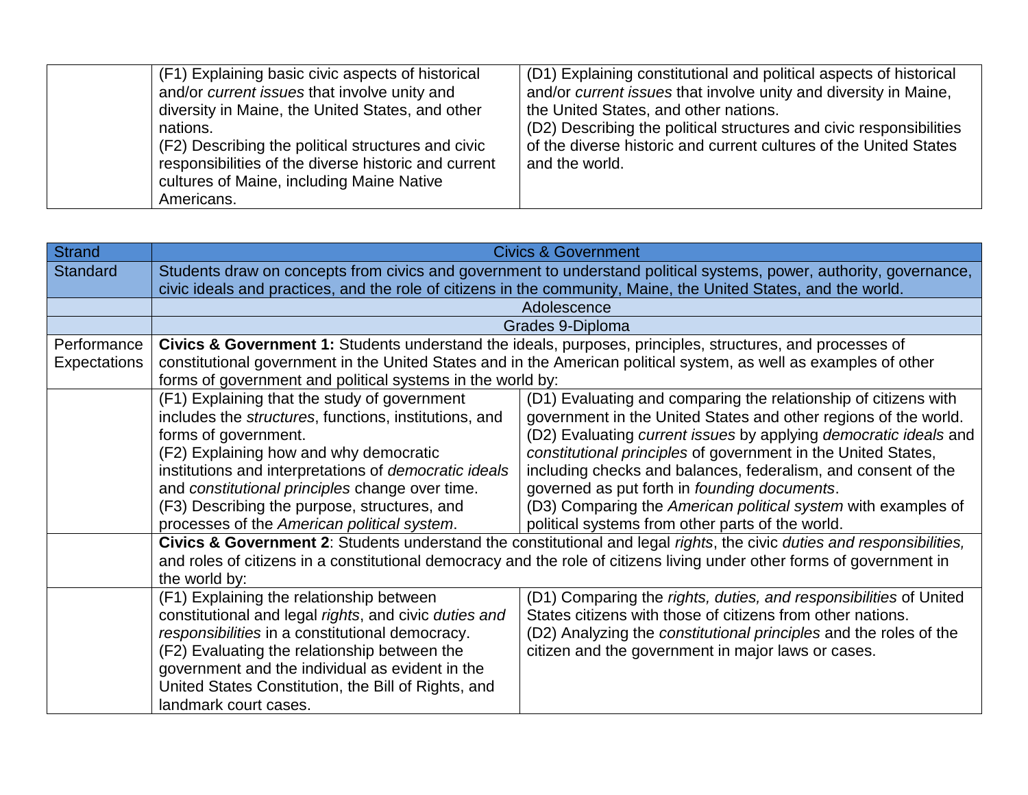| | | |
|---|---|---|
| | (F1) Explaining basic civic aspects of historical and/or *current issues* that involve unity and diversity in Maine, the United States, and other nations.<br>(F2) Describing the political structures and civic responsibilities of the diverse historic and current cultures of Maine, including Maine Native Americans. | (D1) Explaining constitutional and political aspects of historical and/or *current issues* that involve unity and diversity in Maine, the United States, and other nations.<br>(D2) Describing the political structures and civic responsibilities of the diverse historic and current cultures of the United States and the world. |

| Strand | Civics & Government | |
|---|---|---|
| Standard | Students draw on concepts from civics and government to understand political systems, power, authority, governance, civic ideals and practices, and the role of citizens in the community, Maine, the United States, and the world. | |
| | Adolescence | |
| | Grades 9-Diploma | |
| Performance Expectations | **Civics & Government 1:** Students understand the ideals, purposes, principles, structures, and processes of constitutional government in the United States and in the American political system, as well as examples of other forms of government and political systems in the world by: | |
| | (F1) Explaining that the study of government includes the *structures*, functions, institutions, and forms of government.<br>(F2) Explaining how and why democratic institutions and interpretations of *democratic ideals* and *constitutional principles* change over time.<br>(F3) Describing the purpose, structures, and processes of the *American political system*. | (D1) Evaluating and comparing the relationship of citizens with government in the United States and other regions of the world.<br>(D2) Evaluating *current issues* by applying *democratic ideals* and *constitutional principles* of government in the United States, including checks and balances, federalism, and consent of the governed as put forth in *founding documents*.<br>(D3) Comparing the *American political system* with examples of political systems from other parts of the world. |
| | **Civics & Government 2**: Students understand the constitutional and legal *rights*, the civic *duties and responsibilities,* and roles of citizens in a constitutional democracy and the role of citizens living under other forms of government in the world by: | |
| | (F1) Explaining the relationship between constitutional and legal *rights*, and civic *duties and responsibilities* in a constitutional democracy.<br>(F2) Evaluating the relationship between the government and the individual as evident in the United States Constitution, the Bill of Rights, and landmark court cases. | (D1) Comparing the *rights, duties, and responsibilities* of United States citizens with those of citizens from other nations.<br>(D2) Analyzing the *constitutional principles* and the roles of the citizen and the government in major laws or cases. |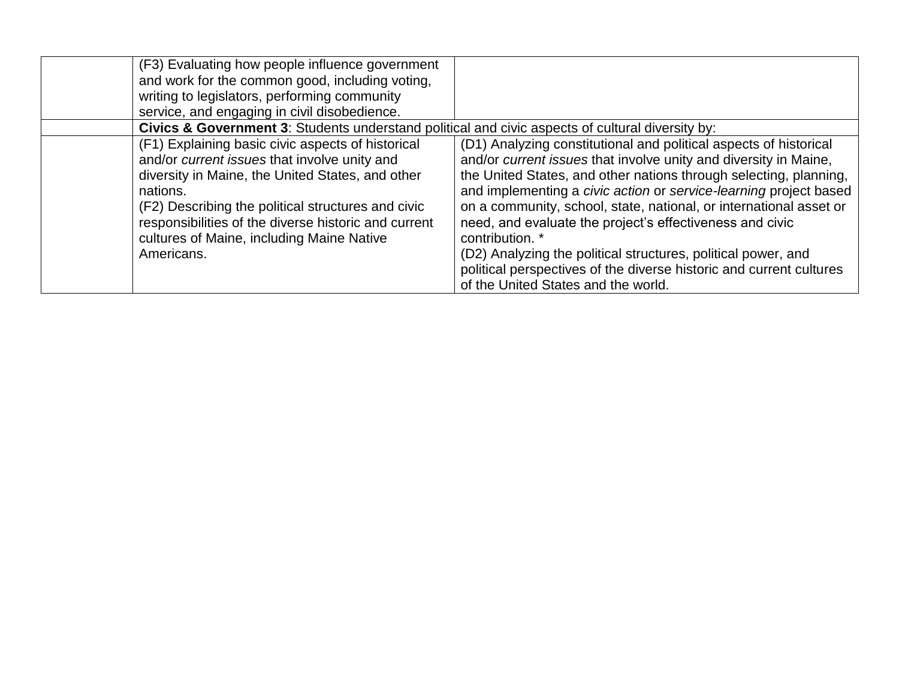| | | |
|---|---|---|
| | (F3) Evaluating how people influence government and work for the common good, including voting, writing to legislators, performing community service, and engaging in civil disobedience. | |
| | **Civics & Government 3**: Students understand political and civic aspects of cultural diversity by: | |
| | (F1) Explaining basic civic aspects of historical and/or *current issues* that involve unity and diversity in Maine, the United States, and other nations.<br>(F2) Describing the political structures and civic responsibilities of the diverse historic and current cultures of Maine, including Maine Native Americans. | (D1) Analyzing constitutional and political aspects of historical and/or *current issues* that involve unity and diversity in Maine, the United States, and other nations through selecting, planning, and implementing a *civic action* or *service-learning* project based on a community, school, state, national, or international asset or need, and evaluate the project's effectiveness and civic contribution. *<br>(D2) Analyzing the political structures, political power, and political perspectives of the diverse historic and current cultures of the United States and the world. |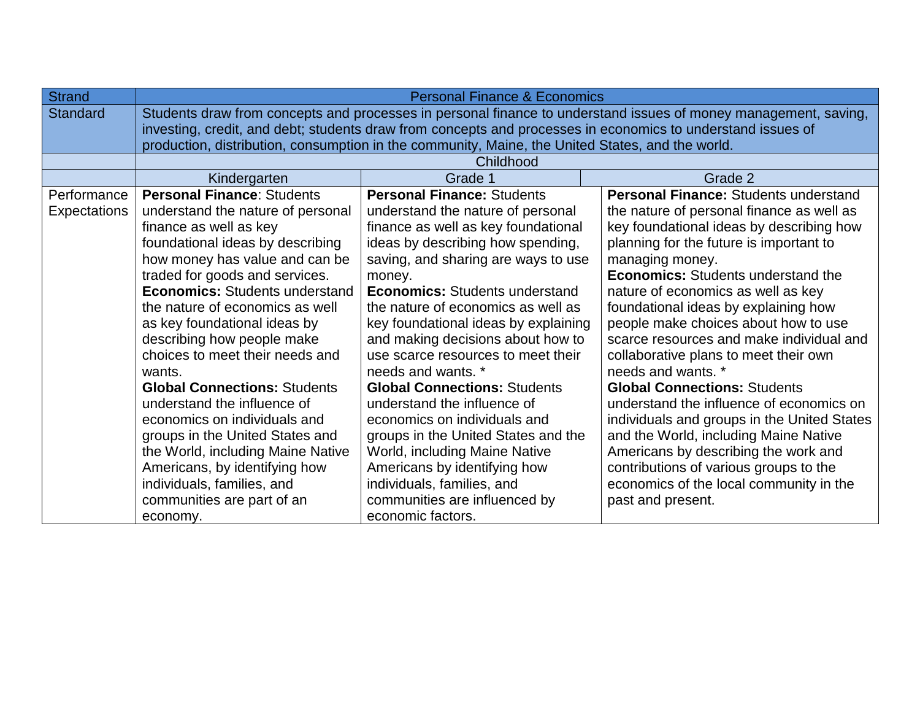| Strand | Personal Finance & Economics | | |
|---|---|---|---|
| Standard | Students draw from concepts and processes in personal finance to understand issues of money management, saving, investing, credit, and debt; students draw from concepts and processes in economics to understand issues of production, distribution, consumption in the community, Maine, the United States, and the world. | | |
| | Childhood | | |
| | Kindergarten | Grade 1 | Grade 2 |
| Performance Expectations | **Personal Finance**: Students understand the nature of personal finance as well as key foundational ideas by describing how money has value and can be traded for goods and services.<br>**Economics:** Students understand the nature of economics as well as key foundational ideas by describing how people make choices to meet their needs and wants.<br>**Global Connections:** Students understand the influence of economics on individuals and groups in the United States and the World, including Maine Native Americans, by identifying how individuals, families, and communities are part of an economy. | **Personal Finance:** Students understand the nature of personal finance as well as key foundational ideas by describing how spending, saving, and sharing are ways to use money.<br>**Economics:** Students understand the nature of economics as well as key foundational ideas by explaining and making decisions about how to use scarce resources to meet their needs and wants. *<br>**Global Connections:** Students understand the influence of economics on individuals and groups in the United States and the World, including Maine Native Americans by identifying how individuals, families, and communities are influenced by economic factors. | **Personal Finance:** Students understand the nature of personal finance as well as key foundational ideas by describing how planning for the future is important to managing money.<br>**Economics:** Students understand the nature of economics as well as key foundational ideas by explaining how people make choices about how to use scarce resources and make individual and collaborative plans to meet their own needs and wants. *<br>**Global Connections:** Students understand the influence of economics on individuals and groups in the United States and the World, including Maine Native Americans by describing the work and contributions of various groups to the economics of the local community in the past and present. |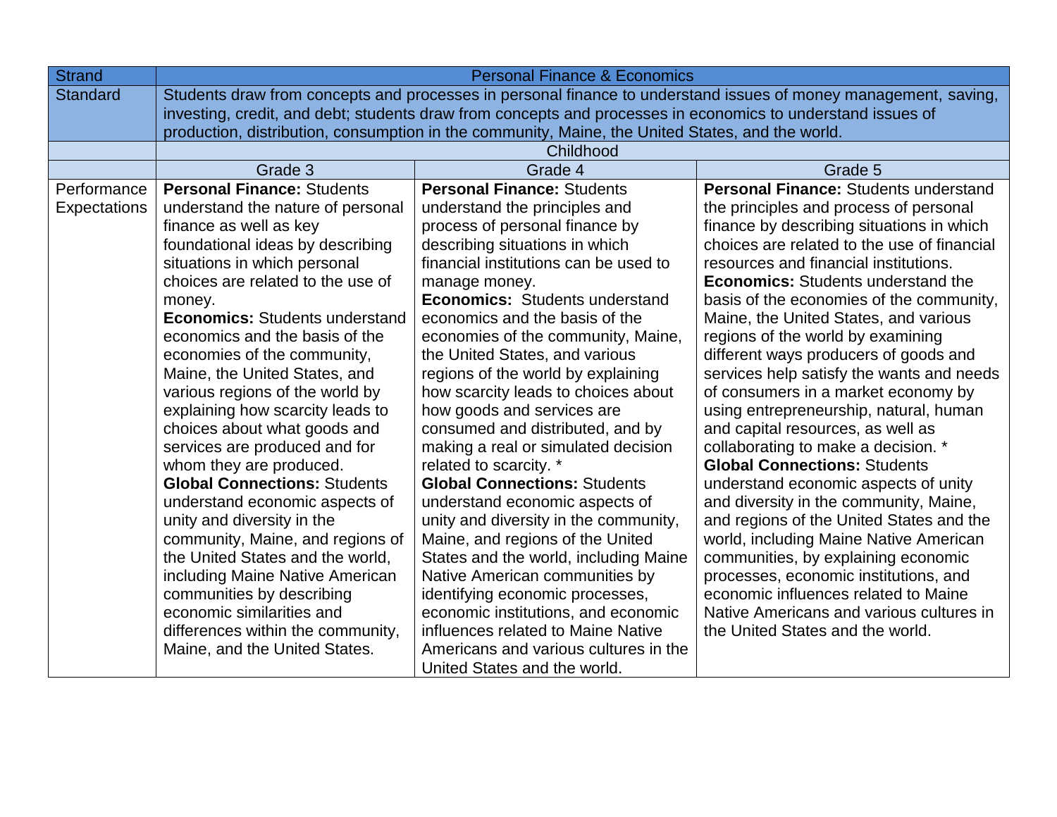| Strand | Personal Finance & Economics | | |
|---|---|---|---|
| Standard | Students draw from concepts and processes in personal finance to understand issues of money management, saving, investing, credit, and debt; students draw from concepts and processes in economics to understand issues of production, distribution, consumption in the community, Maine, the United States, and the world. | | |
| | Childhood | | |
| | Grade 3 | Grade 4 | Grade 5 |
| Performance Expectations | **Personal Finance:** Students understand the nature of personal finance as well as key foundational ideas by describing situations in which personal choices are related to the use of money.<br>**Economics:** Students understand economics and the basis of the economies of the community, Maine, the United States, and various regions of the world by explaining how scarcity leads to choices about what goods and services are produced and for whom they are produced.<br>**Global Connections:** Students understand economic aspects of unity and diversity in the community, Maine, and regions of the United States and the world, including Maine Native American communities by describing economic similarities and differences within the community, Maine, and the United States. | **Personal Finance:** Students understand the principles and process of personal finance by describing situations in which financial institutions can be used to manage money.<br>**Economics:** Students understand economics and the basis of the economies of the community, Maine, the United States, and various regions of the world by explaining how scarcity leads to choices about how goods and services are consumed and distributed, and by making a real or simulated decision related to scarcity. *<br>**Global Connections:** Students understand economic aspects of unity and diversity in the community, Maine, and regions of the United States and the world, including Maine Native American communities by identifying economic processes, economic institutions, and economic influences related to Maine Native Americans and various cultures in the United States and the world. | **Personal Finance:** Students understand the principles and process of personal finance by describing situations in which choices are related to the use of financial resources and financial institutions.<br>**Economics:** Students understand the basis of the economies of the community, Maine, the United States, and various regions of the world by examining different ways producers of goods and services help satisfy the wants and needs of consumers in a market economy by using entrepreneurship, natural, human and capital resources, as well as collaborating to make a decision. *<br>**Global Connections:** Students understand economic aspects of unity and diversity in the community, Maine, and regions of the United States and the world, including Maine Native American communities, by explaining economic processes, economic institutions, and economic influences related to Maine Native Americans and various cultures in the United States and the world. |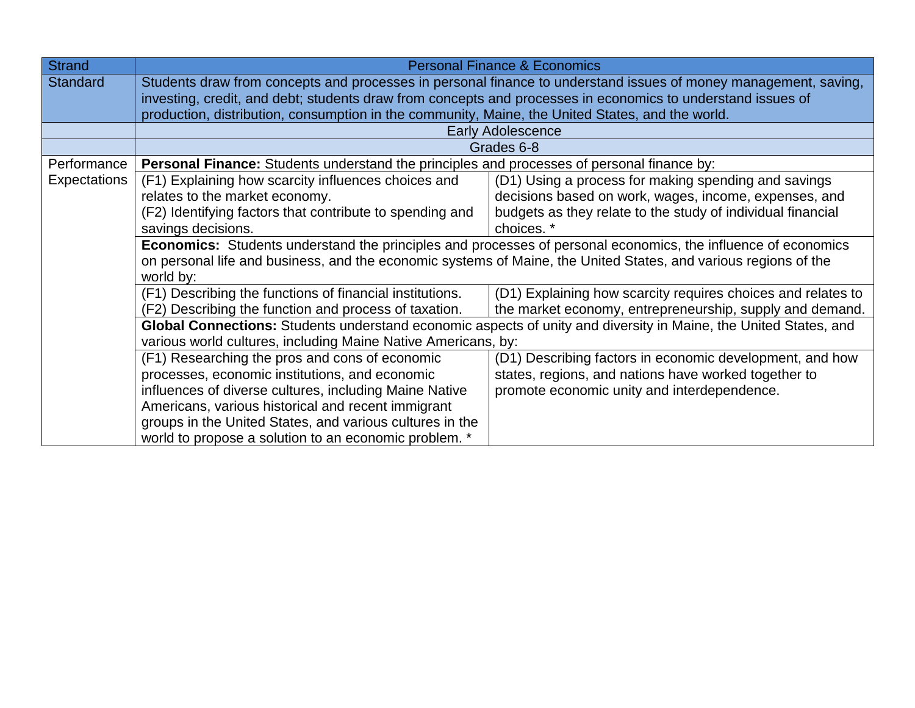| Strand | Personal Finance & Economics | |
|---|---|---|
| Standard | Students draw from concepts and processes in personal finance to understand issues of money management, saving, investing, credit, and debt; students draw from concepts and processes in economics to understand issues of production, distribution, consumption in the community, Maine, the United States, and the world. | |
| | Early Adolescence | |
| | Grades 6-8 | |
| Performance Expectations | **Personal Finance:** Students understand the principles and processes of personal finance by: | |
| | (F1) Explaining how scarcity influences choices and relates to the market economy. (F2) Identifying factors that contribute to spending and savings decisions. | (D1) Using a process for making spending and savings decisions based on work, wages, income, expenses, and budgets as they relate to the study of individual financial choices. * |
| | **Economics:** Students understand the principles and processes of personal economics, the influence of economics on personal life and business, and the economic systems of Maine, the United States, and various regions of the world by: | |
| | (F1) Describing the functions of financial institutions. (F2) Describing the function and process of taxation. | (D1) Explaining how scarcity requires choices and relates to the market economy, entrepreneurship, supply and demand. |
| | **Global Connections:** Students understand economic aspects of unity and diversity in Maine, the United States, and various world cultures, including Maine Native Americans, by: | |
| | (F1) Researching the pros and cons of economic processes, economic institutions, and economic influences of diverse cultures, including Maine Native Americans, various historical and recent immigrant groups in the United States, and various cultures in the world to propose a solution to an economic problem. * | (D1) Describing factors in economic development, and how states, regions, and nations have worked together to promote economic unity and interdependence. |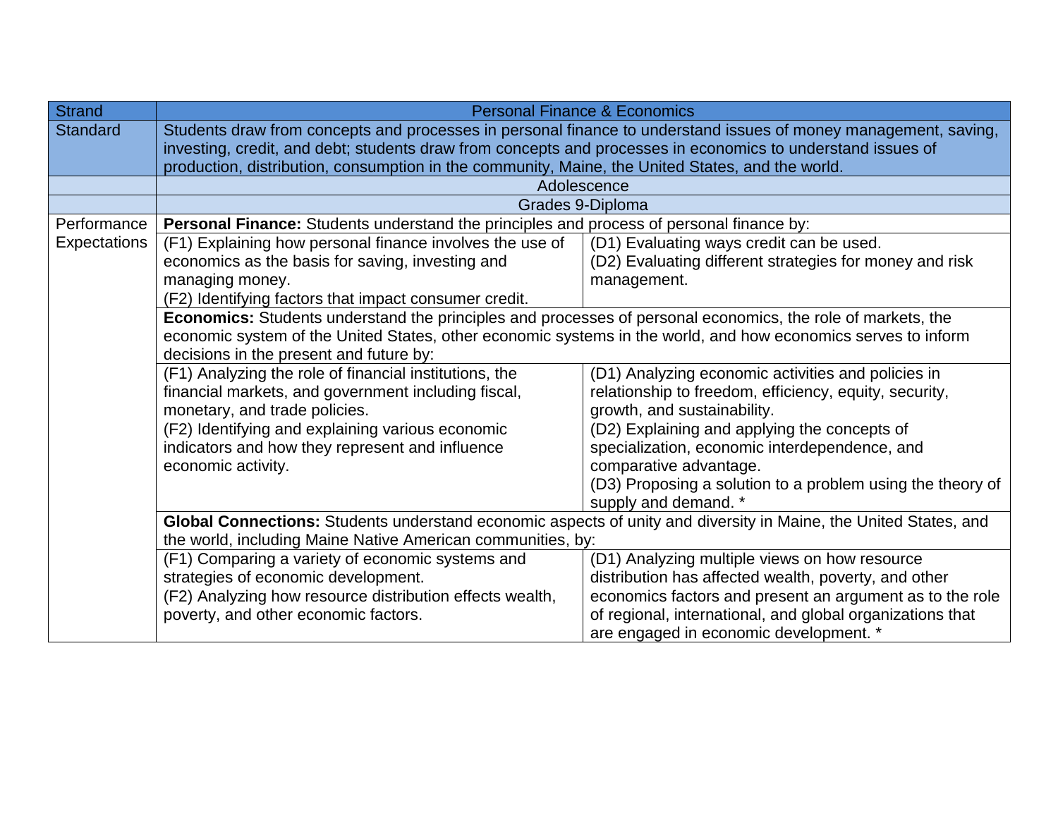| Strand | Personal Finance & Economics | |
|---|---|---|
| Standard | Students draw from concepts and processes in personal finance to understand issues of money management, saving, investing, credit, and debt; students draw from concepts and processes in economics to understand issues of production, distribution, consumption in the community, Maine, the United States, and the world. | |
| | Adolescence | |
| | Grades 9-Diploma | |
| Performance Expectations | **Personal Finance:** Students understand the principles and process of personal finance by: | |
| | (F1) Explaining how personal finance involves the use of economics as the basis for saving, investing and managing money.<br>(F2) Identifying factors that impact consumer credit. | (D1) Evaluating ways credit can be used.<br>(D2) Evaluating different strategies for money and risk management. |
| | **Economics:** Students understand the principles and processes of personal economics, the role of markets, the economic system of the United States, other economic systems in the world, and how economics serves to inform decisions in the present and future by: | |
| | (F1) Analyzing the role of financial institutions, the financial markets, and government including fiscal, monetary, and trade policies.<br>(F2) Identifying and explaining various economic indicators and how they represent and influence economic activity. | (D1) Analyzing economic activities and policies in relationship to freedom, efficiency, equity, security, growth, and sustainability.<br>(D2) Explaining and applying the concepts of specialization, economic interdependence, and comparative advantage.<br>(D3) Proposing a solution to a problem using the theory of supply and demand. * |
| | **Global Connections:** Students understand economic aspects of unity and diversity in Maine, the United States, and the world, including Maine Native American communities, by: | |
| | (F1) Comparing a variety of economic systems and strategies of economic development.<br>(F2) Analyzing how resource distribution effects wealth, poverty, and other economic factors. | (D1) Analyzing multiple views on how resource distribution has affected wealth, poverty, and other economics factors and present an argument as to the role of regional, international, and global organizations that are engaged in economic development. * |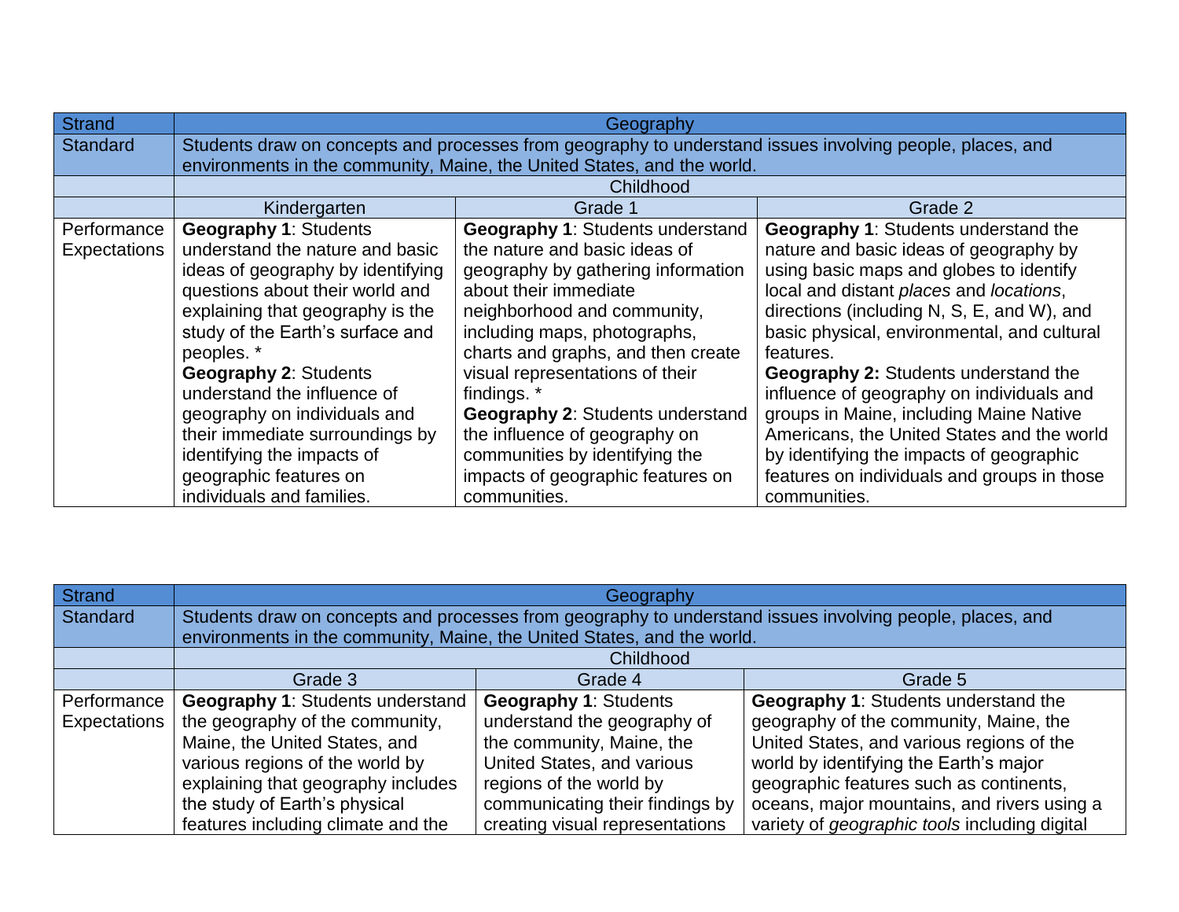| Strand | Geography | | |
|---|---|---|---|
| Standard | Students draw on concepts and processes from geography to understand issues involving people, places, and environments in the community, Maine, the United States, and the world. | | |
| | Childhood | | |
| | Kindergarten | Grade 1 | Grade 2 |
| Performance Expectations | **Geography 1**: Students understand the nature and basic ideas of geography by identifying questions about their world and explaining that geography is the study of the Earth's surface and peoples. * **Geography 2**: Students understand the influence of geography on individuals and their immediate surroundings by identifying the impacts of geographic features on individuals and families. | **Geography 1**: Students understand the nature and basic ideas of geography by gathering information about their immediate neighborhood and community, including maps, photographs, charts and graphs, and then create visual representations of their findings. * **Geography 2**: Students understand the influence of geography on communities by identifying the impacts of geographic features on communities. | **Geography 1**: Students understand the nature and basic ideas of geography by using basic maps and globes to identify local and distant *places* and *locations*, directions (including N, S, E, and W), and basic physical, environmental, and cultural features. **Geography 2:** Students understand the influence of geography on individuals and groups in Maine, including Maine Native Americans, the United States and the world by identifying the impacts of geographic features on individuals and groups in those communities. |

| Strand | Geography | | |
|---|---|---|---|
| Standard | Students draw on concepts and processes from geography to understand issues involving people, places, and environments in the community, Maine, the United States, and the world. | | |
| | Childhood | | |
| | Grade 3 | Grade 4 | Grade 5 |
| Performance Expectations | **Geography 1**: Students understand the geography of the community, Maine, the United States, and various regions of the world by explaining that geography includes the study of Earth's physical features including climate and the | **Geography 1**: Students understand the geography of the community, Maine, the United States, and various regions of the world by communicating their findings by creating visual representations | **Geography 1**: Students understand the geography of the community, Maine, the United States, and various regions of the world by identifying the Earth's major geographic features such as continents, oceans, major mountains, and rivers using a variety of *geographic tools* including digital |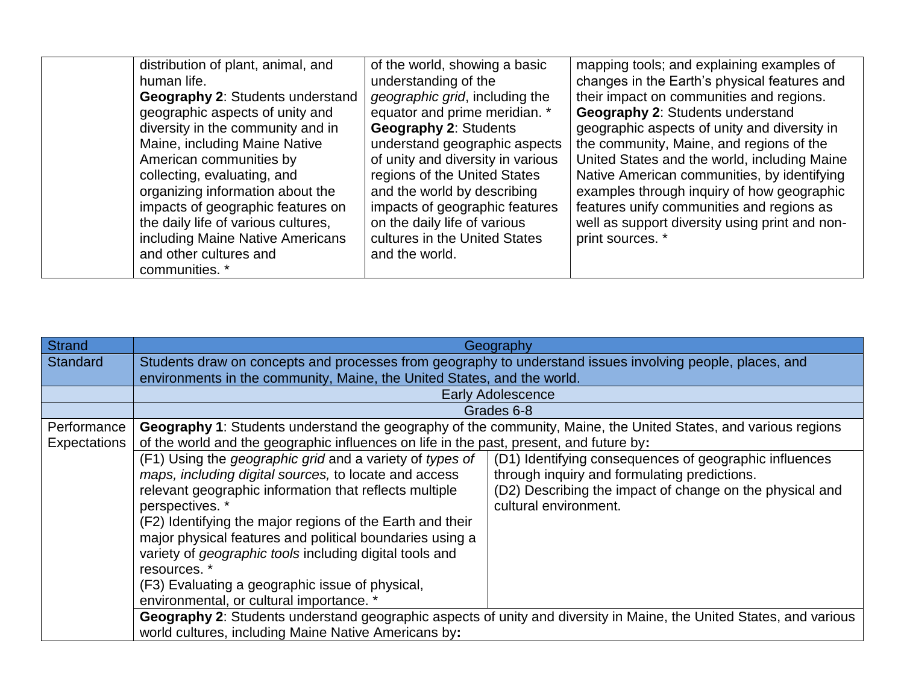|  | distribution of plant, animal, and human life. **Geography 2**: Students understand geographic aspects of unity and diversity in the community and in Maine, including Maine Native American communities by collecting, evaluating, and organizing information about the impacts of geographic features on the daily life of various cultures, including Maine Native Americans and other cultures and communities. * | of the world, showing a basic understanding of the *geographic grid*, including the equator and prime meridian. * **Geography 2**: Students understand geographic aspects of unity and diversity in various regions of the United States and the world by describing impacts of geographic features on the daily life of various cultures in the United States and the world. | mapping tools; and explaining examples of changes in the Earth's physical features and their impact on communities and regions. **Geography 2**: Students understand geographic aspects of unity and diversity in the community, Maine, and regions of the United States and the world, including Maine Native American communities, by identifying examples through inquiry of how geographic features unify communities and regions as well as support diversity using print and non-print sources. * |
|---|---|---|---|

| Strand | Geography | |
|---|---|---|
| Standard | Students draw on concepts and processes from geography to understand issues involving people, places, and environments in the community, Maine, the United States, and the world. | |
|  | Early Adolescence | |
|  | Grades 6-8 | |
| Performance Expectations | **Geography 1**: Students understand the geography of the community, Maine, the United States, and various regions of the world and the geographic influences on life in the past, present, and future by**:** | |
|  | (F1) Using the *geographic grid* and a variety of *types of maps, including digital sources,* to locate and access relevant geographic information that reflects multiple perspectives. * (F2) Identifying the major regions of the Earth and their major physical features and political boundaries using a variety of *geographic tools* including digital tools and resources. * (F3) Evaluating a geographic issue of physical, environmental, or cultural importance. * | (D1) Identifying consequences of geographic influences through inquiry and formulating predictions. (D2) Describing the impact of change on the physical and cultural environment. |
|  | **Geography 2**: Students understand geographic aspects of unity and diversity in Maine, the United States, and various world cultures, including Maine Native Americans by**:** | |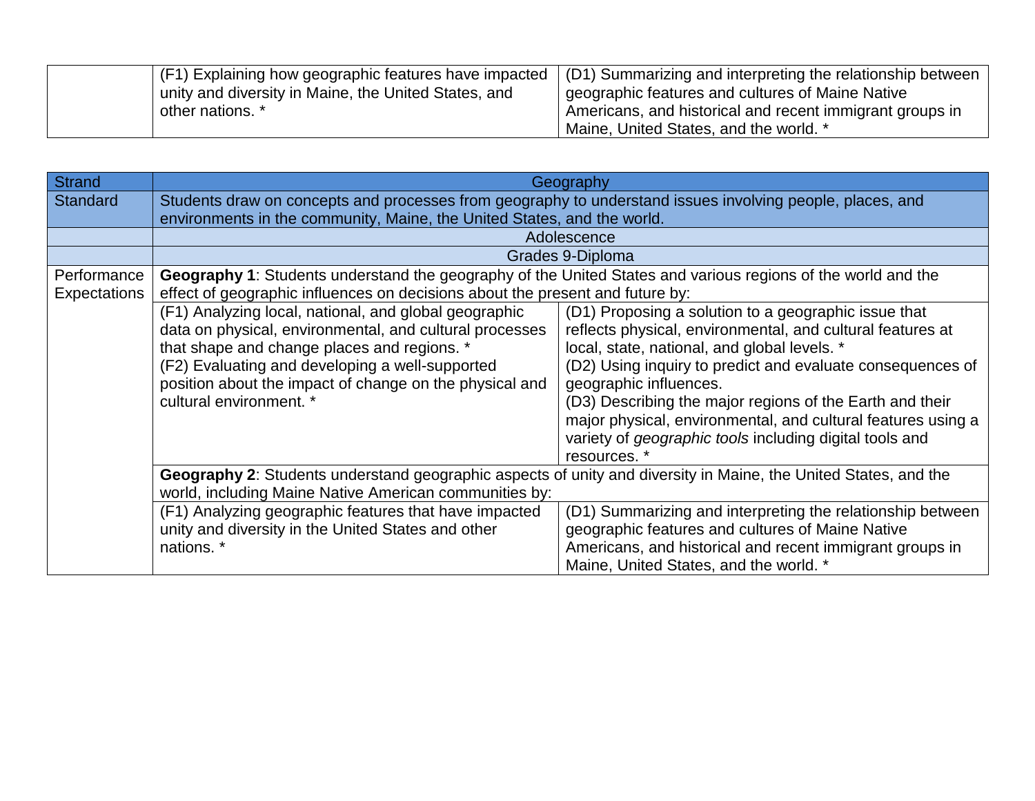| | | |
|---|---|---|
| | (F1) Explaining how geographic features have impacted unity and diversity in Maine, the United States, and other nations. * | (D1) Summarizing and interpreting the relationship between geographic features and cultures of Maine Native Americans, and historical and recent immigrant groups in Maine, United States, and the world. * |

| Strand | Geography | |
|---|---|---|
| Standard | Students draw on concepts and processes from geography to understand issues involving people, places, and environments in the community, Maine, the United States, and the world. | |
| | Adolescence | |
| | Grades 9-Diploma | |
| Performance Expectations | **Geography 1**: Students understand the geography of the United States and various regions of the world and the effect of geographic influences on decisions about the present and future by: | |
| | (F1) Analyzing local, national, and global geographic data on physical, environmental, and cultural processes that shape and change places and regions. * (F2) Evaluating and developing a well-supported position about the impact of change on the physical and cultural environment. * | (D1) Proposing a solution to a geographic issue that reflects physical, environmental, and cultural features at local, state, national, and global levels. * (D2) Using inquiry to predict and evaluate consequences of geographic influences. (D3) Describing the major regions of the Earth and their major physical, environmental, and cultural features using a variety of *geographic tools* including digital tools and resources. * |
| | **Geography 2**: Students understand geographic aspects of unity and diversity in Maine, the United States, and the world, including Maine Native American communities by: | |
| | (F1) Analyzing geographic features that have impacted unity and diversity in the United States and other nations. * | (D1) Summarizing and interpreting the relationship between geographic features and cultures of Maine Native Americans, and historical and recent immigrant groups in Maine, United States, and the world. * |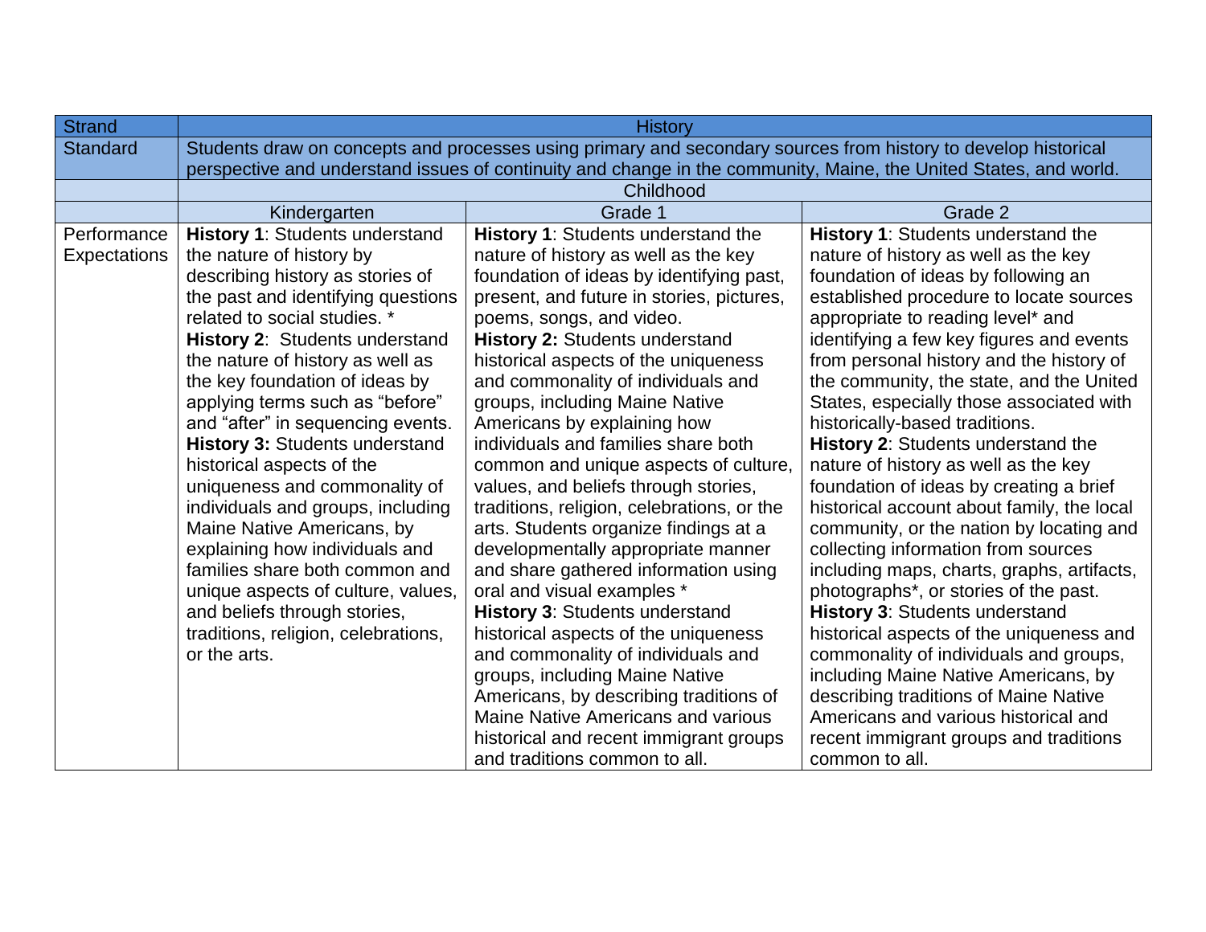| Strand | History | | |
|---|---|---|---|
| Standard | Students draw on concepts and processes using primary and secondary sources from history to develop historical perspective and understand issues of continuity and change in the community, Maine, the United States, and world. | | |
| | Childhood | | |
| | Kindergarten | Grade 1 | Grade 2 |
| Performance Expectations | **History 1**: Students understand the nature of history by describing history as stories of the past and identifying questions related to social studies. * **History 2**: Students understand the nature of history as well as the key foundation of ideas by applying terms such as "before" and "after" in sequencing events. **History 3:** Students understand historical aspects of the uniqueness and commonality of individuals and groups, including Maine Native Americans, by explaining how individuals and families share both common and unique aspects of culture, values, and beliefs through stories, traditions, religion, celebrations, or the arts. | **History 1**: Students understand the nature of history as well as the key foundation of ideas by identifying past, present, and future in stories, pictures, poems, songs, and video. **History 2:** Students understand historical aspects of the uniqueness and commonality of individuals and groups, including Maine Native Americans by explaining how individuals and families share both common and unique aspects of culture, values, and beliefs through stories, traditions, religion, celebrations, or the arts. Students organize findings at a developmentally appropriate manner and share gathered information using oral and visual examples * **History 3**: Students understand historical aspects of the uniqueness and commonality of individuals and groups, including Maine Native Americans, by describing traditions of Maine Native Americans and various historical and recent immigrant groups and traditions common to all. | **History 1**: Students understand the nature of history as well as the key foundation of ideas by following an established procedure to locate sources appropriate to reading level* and identifying a few key figures and events from personal history and the history of the community, the state, and the United States, especially those associated with historically-based traditions. **History 2**: Students understand the nature of history as well as the key foundation of ideas by creating a brief historical account about family, the local community, or the nation by locating and collecting information from sources including maps, charts, graphs, artifacts, photographs*, or stories of the past. **History 3**: Students understand historical aspects of the uniqueness and commonality of individuals and groups, including Maine Native Americans, by describing traditions of Maine Native Americans and various historical and recent immigrant groups and traditions common to all. |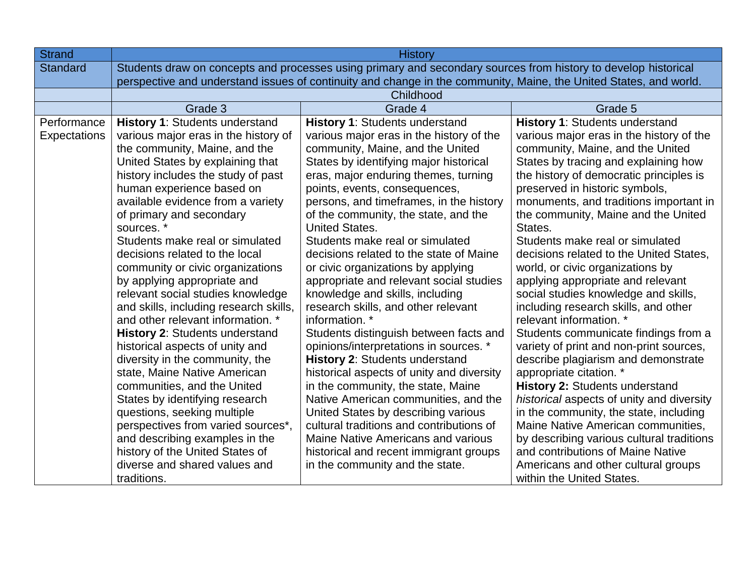| Strand | History | | |
|---|---|---|---|
| Standard | Students draw on concepts and processes using primary and secondary sources from history to develop historical perspective and understand issues of continuity and change in the community, Maine, the United States, and world. | | |
| | Childhood | | |
| | Grade 3 | Grade 4 | Grade 5 |
| Performance Expectations | **History 1**: Students understand various major eras in the history of the community, Maine, and the United States by explaining that history includes the study of past human experience based on available evidence from a variety of primary and secondary sources. * <br>Students make real or simulated decisions related to the local community or civic organizations by applying appropriate and relevant social studies knowledge and skills, including research skills, and other relevant information. * <br>**History 2**: Students understand historical aspects of unity and diversity in the community, the state, Maine Native American communities, and the United States by identifying research questions, seeking multiple perspectives from varied sources*, and describing examples in the history of the United States of diverse and shared values and traditions. | **History 1**: Students understand various major eras in the history of the community, Maine, and the United States by identifying major historical eras, major enduring themes, turning points, events, consequences, persons, and timeframes, in the history of the community, the state, and the United States.<br>Students make real or simulated decisions related to the state of Maine or civic organizations by applying appropriate and relevant social studies knowledge and skills, including research skills, and other relevant information. * <br>Students distinguish between facts and opinions/interpretations in sources. * <br>**History 2**: Students understand historical aspects of unity and diversity in the community, the state, Maine Native American communities, and the United States by describing various cultural traditions and contributions of Maine Native Americans and various historical and recent immigrant groups in the community and the state. | **History 1**: Students understand various major eras in the history of the community, Maine, and the United States by tracing and explaining how the history of democratic principles is preserved in historic symbols, monuments, and traditions important in the community, Maine and the United States.<br>Students make real or simulated decisions related to the United States, world, or civic organizations by applying appropriate and relevant social studies knowledge and skills, including research skills, and other relevant information. * <br>Students communicate findings from a variety of print and non-print sources, describe plagiarism and demonstrate appropriate citation. * <br>**History 2:** Students understand *historical* aspects of unity and diversity in the community, the state, including Maine Native American communities, by describing various cultural traditions and contributions of Maine Native Americans and other cultural groups within the United States. |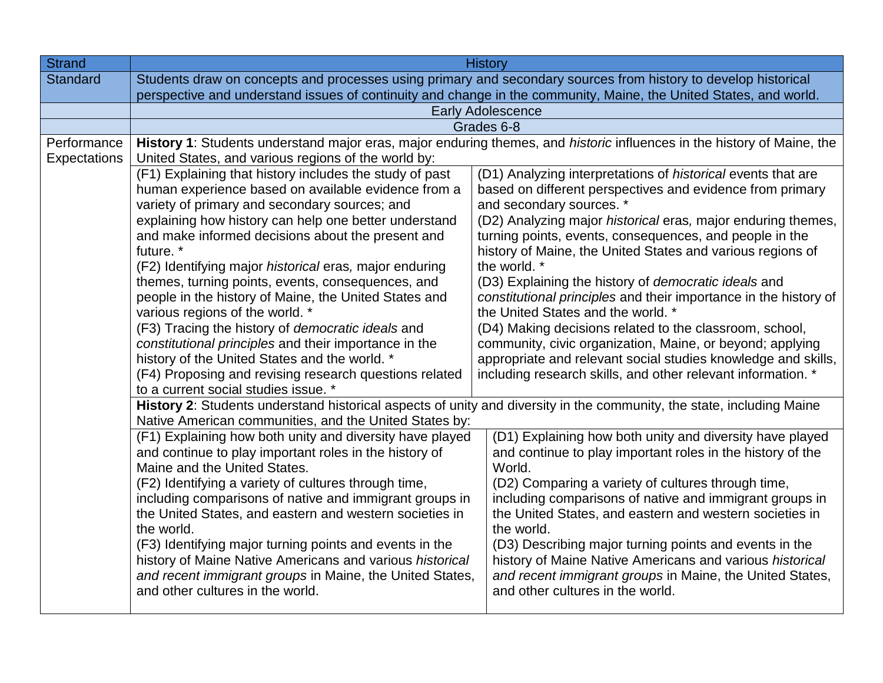| Strand | History | |
|---|---|---|
| Standard | Students draw on concepts and processes using primary and secondary sources from history to develop historical perspective and understand issues of continuity and change in the community, Maine, the United States, and world. | |
| | Early Adolescence | |
| | Grades 6-8 | |
| Performance Expectations | **History 1**: Students understand major eras, major enduring themes, and *historic* influences in the history of Maine, the United States, and various regions of the world by: | |
| | (F1) Explaining that history includes the study of past human experience based on available evidence from a variety of primary and secondary sources; and explaining how history can help one better understand and make informed decisions about the present and future. * (F2) Identifying major *historical* eras*,* major enduring themes, turning points, events, consequences, and people in the history of Maine, the United States and various regions of the world. * (F3) Tracing the history of *democratic ideals* and *constitutional principles* and their importance in the history of the United States and the world. * (F4) Proposing and revising research questions related to a current social studies issue. * | (D1) Analyzing interpretations of *historical* events that are based on different perspectives and evidence from primary and secondary sources. * (D2) Analyzing major *historical* eras*,* major enduring themes, turning points, events, consequences, and people in the history of Maine, the United States and various regions of the world. * (D3) Explaining the history of *democratic ideals* and *constitutional principles* and their importance in the history of the United States and the world. * (D4) Making decisions related to the classroom, school, community, civic organization, Maine, or beyond; applying appropriate and relevant social studies knowledge and skills, including research skills, and other relevant information. * |
| | **History 2**: Students understand historical aspects of unity and diversity in the community, the state, including Maine Native American communities, and the United States by: | |
| | (F1) Explaining how both unity and diversity have played and continue to play important roles in the history of Maine and the United States. (F2) Identifying a variety of cultures through time, including comparisons of native and immigrant groups in the United States, and eastern and western societies in the world. (F3) Identifying major turning points and events in the history of Maine Native Americans and various *historical and recent immigrant groups* in Maine, the United States, and other cultures in the world. | (D1) Explaining how both unity and diversity have played and continue to play important roles in the history of the World. (D2) Comparing a variety of cultures through time, including comparisons of native and immigrant groups in the United States, and eastern and western societies in the world. (D3) Describing major turning points and events in the history of Maine Native Americans and various *historical and recent immigrant groups* in Maine, the United States, and other cultures in the world. |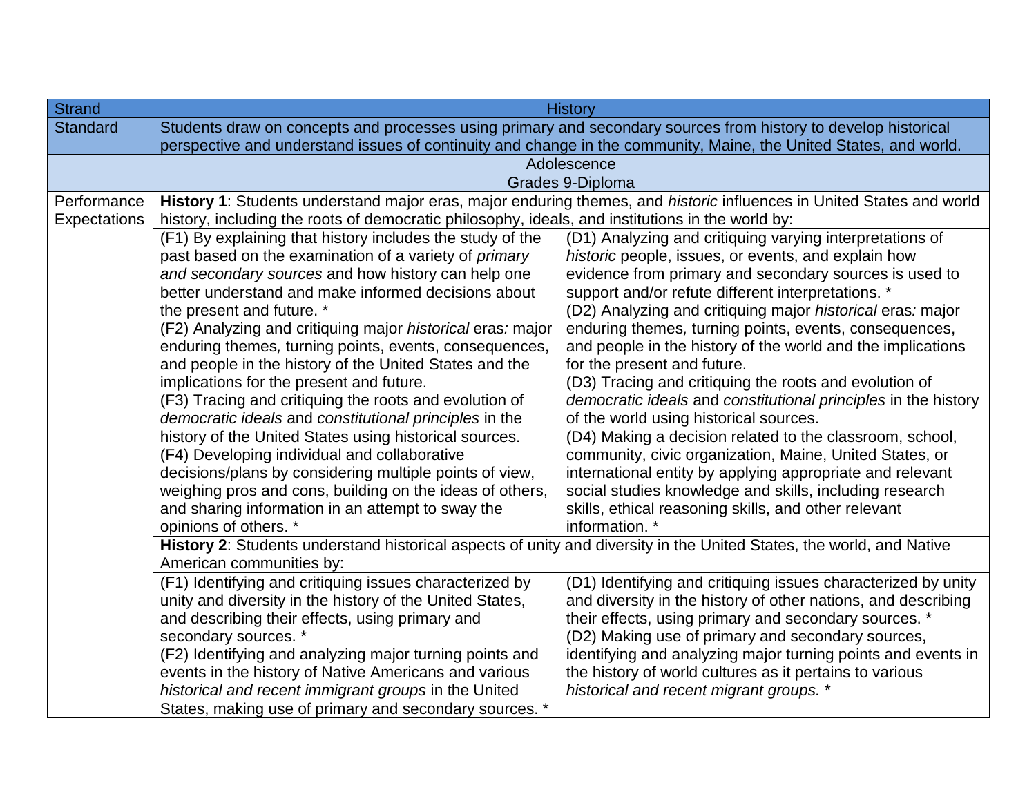| Strand | History | |
|---|---|---|
| Standard | Students draw on concepts and processes using primary and secondary sources from history to develop historical perspective and understand issues of continuity and change in the community, Maine, the United States, and world. | |
| | Adolescence | |
| | Grades 9-Diploma | |
| Performance Expectations | **History 1**: Students understand major eras, major enduring themes, and *historic* influences in United States and world history, including the roots of democratic philosophy, ideals, and institutions in the world by: | |
| | (F1) By explaining that history includes the study of the past based on the examination of a variety of *primary and secondary sources* and how history can help one better understand and make informed decisions about the present and future. * <br>(F2) Analyzing and critiquing major *historical* eras*:* major enduring themes*,* turning points, events, consequences, and people in the history of the United States and the implications for the present and future. <br>(F3) Tracing and critiquing the roots and evolution of *democratic ideals* and *constitutional principles* in the history of the United States using historical sources. <br>(F4) Developing individual and collaborative decisions/plans by considering multiple points of view, weighing pros and cons, building on the ideas of others, and sharing information in an attempt to sway the opinions of others. * | (D1) Analyzing and critiquing varying interpretations of *historic* people, issues, or events, and explain how evidence from primary and secondary sources is used to support and/or refute different interpretations. * <br>(D2) Analyzing and critiquing major *historical* eras*:* major enduring themes*,* turning points, events, consequences, and people in the history of the world and the implications for the present and future. <br>(D3) Tracing and critiquing the roots and evolution of *democratic ideals* and *constitutional principles* in the history of the world using historical sources. <br>(D4) Making a decision related to the classroom, school, community, civic organization, Maine, United States, or international entity by applying appropriate and relevant social studies knowledge and skills, including research skills, ethical reasoning skills, and other relevant information. * |
| | **History 2**: Students understand historical aspects of unity and diversity in the United States, the world, and Native American communities by: | |
| | (F1) Identifying and critiquing issues characterized by unity and diversity in the history of the United States, and describing their effects, using primary and secondary sources. * <br>(F2) Identifying and analyzing major turning points and events in the history of Native Americans and various *historical and recent immigrant groups* in the United States, making use of primary and secondary sources. * | (D1) Identifying and critiquing issues characterized by unity and diversity in the history of other nations, and describing their effects, using primary and secondary sources. * <br>(D2) Making use of primary and secondary sources, identifying and analyzing major turning points and events in the history of world cultures as it pertains to various *historical and recent migrant groups.* * |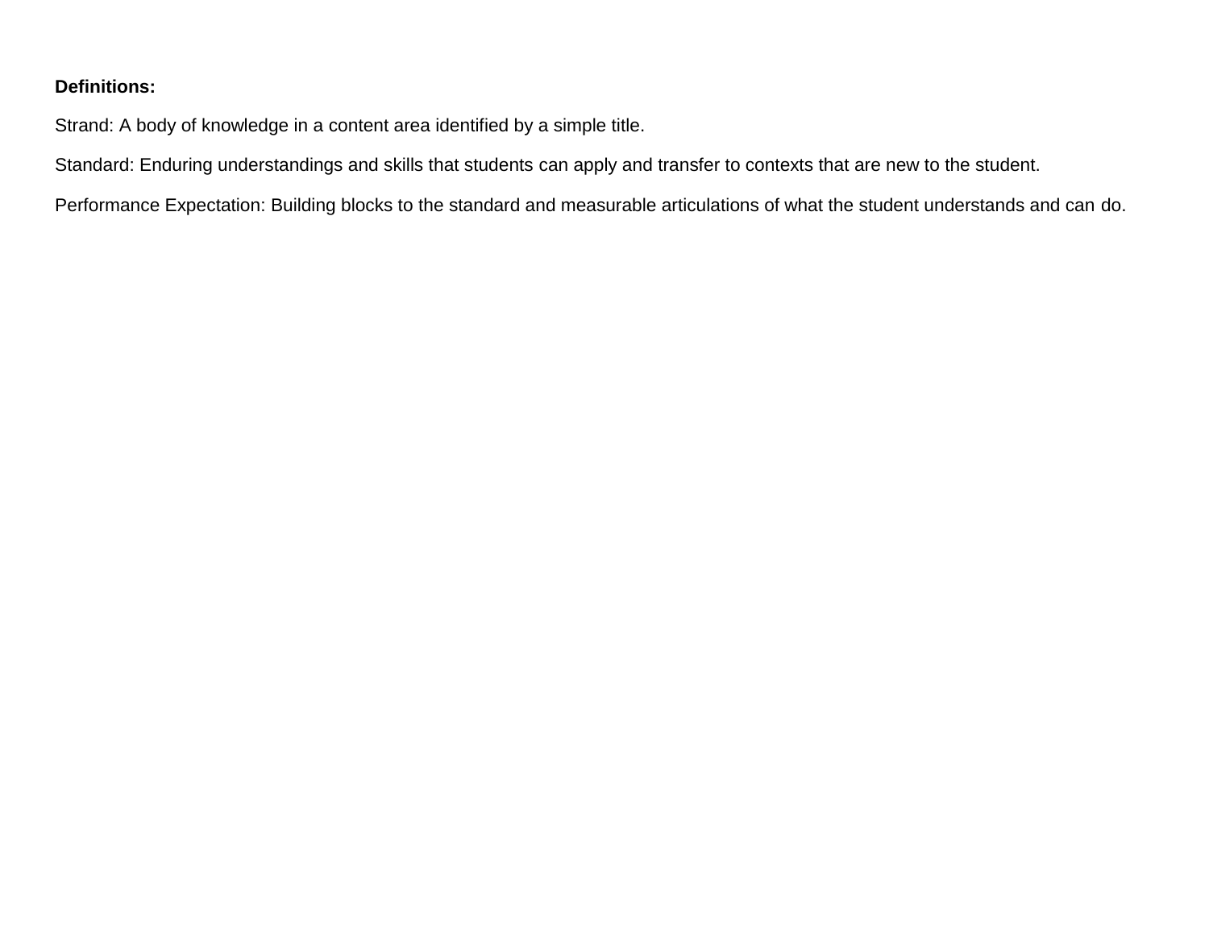**Definitions:**

Strand: A body of knowledge in a content area identified by a simple title.

Standard: Enduring understandings and skills that students can apply and transfer to contexts that are new to the student.

Performance Expectation: Building blocks to the standard and measurable articulations of what the student understands and can do.